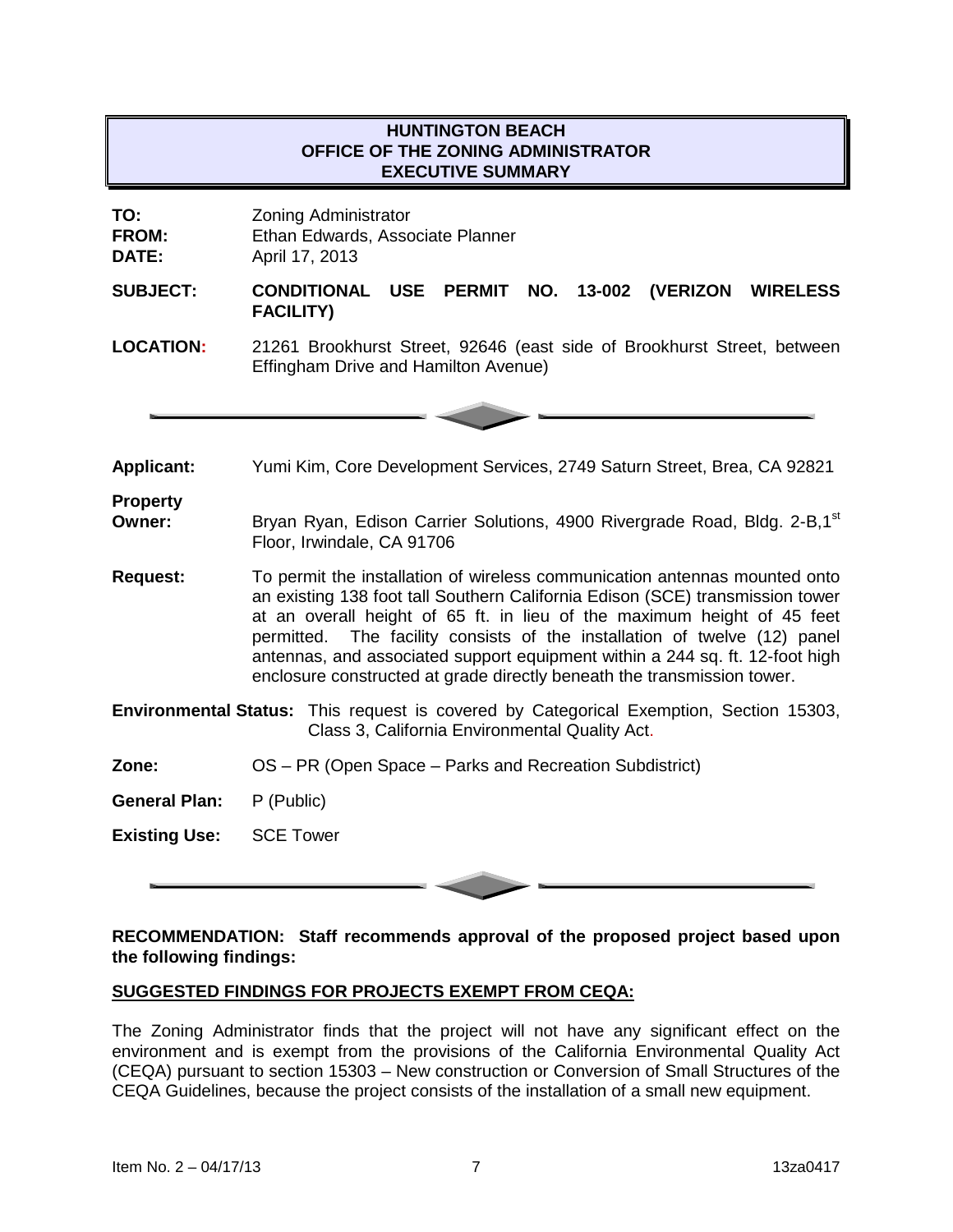# HUNTINGTON BEACH
## OFFICE OF THE ZONING ADMINISTRATOR
## EXECUTIVE SUMMARY

**TO:** Zoning Administrator
**FROM:** Ethan Edwards, Associate Planner
**DATE:** April 17, 2013

**SUBJECT:** **CONDITIONAL USE PERMIT NO. 13-002 (VERIZON WIRELESS FACILITY)**

**LOCATION:** 21261 Brookhurst Street, 92646 (east side of Brookhurst Street, between Effingham Drive and Hamilton Avenue)

---

**Applicant:** Yumi Kim, Core Development Services, 2749 Saturn Street, Brea, CA 92821

**Property Owner:** Bryan Ryan, Edison Carrier Solutions, 4900 Rivergrade Road, Bldg. 2-B,1st Floor, Irwindale, CA 91706

**Request:** To permit the installation of wireless communication antennas mounted onto an existing 138 foot tall Southern California Edison (SCE) transmission tower at an overall height of 65 ft. in lieu of the maximum height of 45 feet permitted. The facility consists of the installation of twelve (12) panel antennas, and associated support equipment within a 244 sq. ft. 12-foot high enclosure constructed at grade directly beneath the transmission tower.

**Environmental Status:** This request is covered by Categorical Exemption, Section 15303, Class 3, California Environmental Quality Act.

**Zone:** OS – PR (Open Space – Parks and Recreation Subdistrict)

**General Plan:** P (Public)

**Existing Use:** SCE Tower

---

**RECOMMENDATION: Staff recommends approval of the proposed project based upon the following findings:**

**SUGGESTED FINDINGS FOR PROJECTS EXEMPT FROM CEQA:**

The Zoning Administrator finds that the project will not have any significant effect on the environment and is exempt from the provisions of the California Environmental Quality Act (CEQA) pursuant to section 15303 – New construction or Conversion of Small Structures of the CEQA Guidelines, because the project consists of the installation of a small new equipment.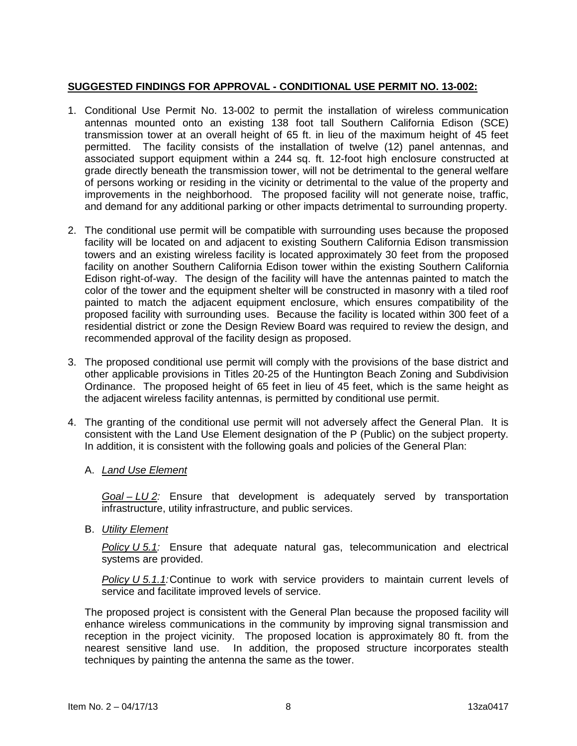**SUGGESTED FINDINGS FOR APPROVAL - CONDITIONAL USE PERMIT NO. 13-002:**

1. Conditional Use Permit No. 13-002 to permit the installation of wireless communication antennas mounted onto an existing 138 foot tall Southern California Edison (SCE) transmission tower at an overall height of 65 ft. in lieu of the maximum height of 45 feet permitted. The facility consists of the installation of twelve (12) panel antennas, and associated support equipment within a 244 sq. ft. 12-foot high enclosure constructed at grade directly beneath the transmission tower, will not be detrimental to the general welfare of persons working or residing in the vicinity or detrimental to the value of the property and improvements in the neighborhood. The proposed facility will not generate noise, traffic, and demand for any additional parking or other impacts detrimental to surrounding property.

2. The conditional use permit will be compatible with surrounding uses because the proposed facility will be located on and adjacent to existing Southern California Edison transmission towers and an existing wireless facility is located approximately 30 feet from the proposed facility on another Southern California Edison tower within the existing Southern California Edison right-of-way. The design of the facility will have the antennas painted to match the color of the tower and the equipment shelter will be constructed in masonry with a tiled roof painted to match the adjacent equipment enclosure, which ensures compatibility of the proposed facility with surrounding uses. Because the facility is located within 300 feet of a residential district or zone the Design Review Board was required to review the design, and recommended approval of the facility design as proposed.

3. The proposed conditional use permit will comply with the provisions of the base district and other applicable provisions in Titles 20-25 of the Huntington Beach Zoning and Subdivision Ordinance. The proposed height of 65 feet in lieu of 45 feet, which is the same height as the adjacent wireless facility antennas, is permitted by conditional use permit.

4. The granting of the conditional use permit will not adversely affect the General Plan. It is consistent with the Land Use Element designation of the P (Public) on the subject property. In addition, it is consistent with the following goals and policies of the General Plan:

   A. *Land Use Element*

      *Goal – LU 2:* Ensure that development is adequately served by transportation infrastructure, utility infrastructure, and public services.

   B. *Utility Element*

      *Policy U 5.1:* Ensure that adequate natural gas, telecommunication and electrical systems are provided.

      *Policy U 5.1.1:* Continue to work with service providers to maintain current levels of service and facilitate improved levels of service.

   The proposed project is consistent with the General Plan because the proposed facility will enhance wireless communications in the community by improving signal transmission and reception in the project vicinity. The proposed location is approximately 80 ft. from the nearest sensitive land use. In addition, the proposed structure incorporates stealth techniques by painting the antenna the same as the tower.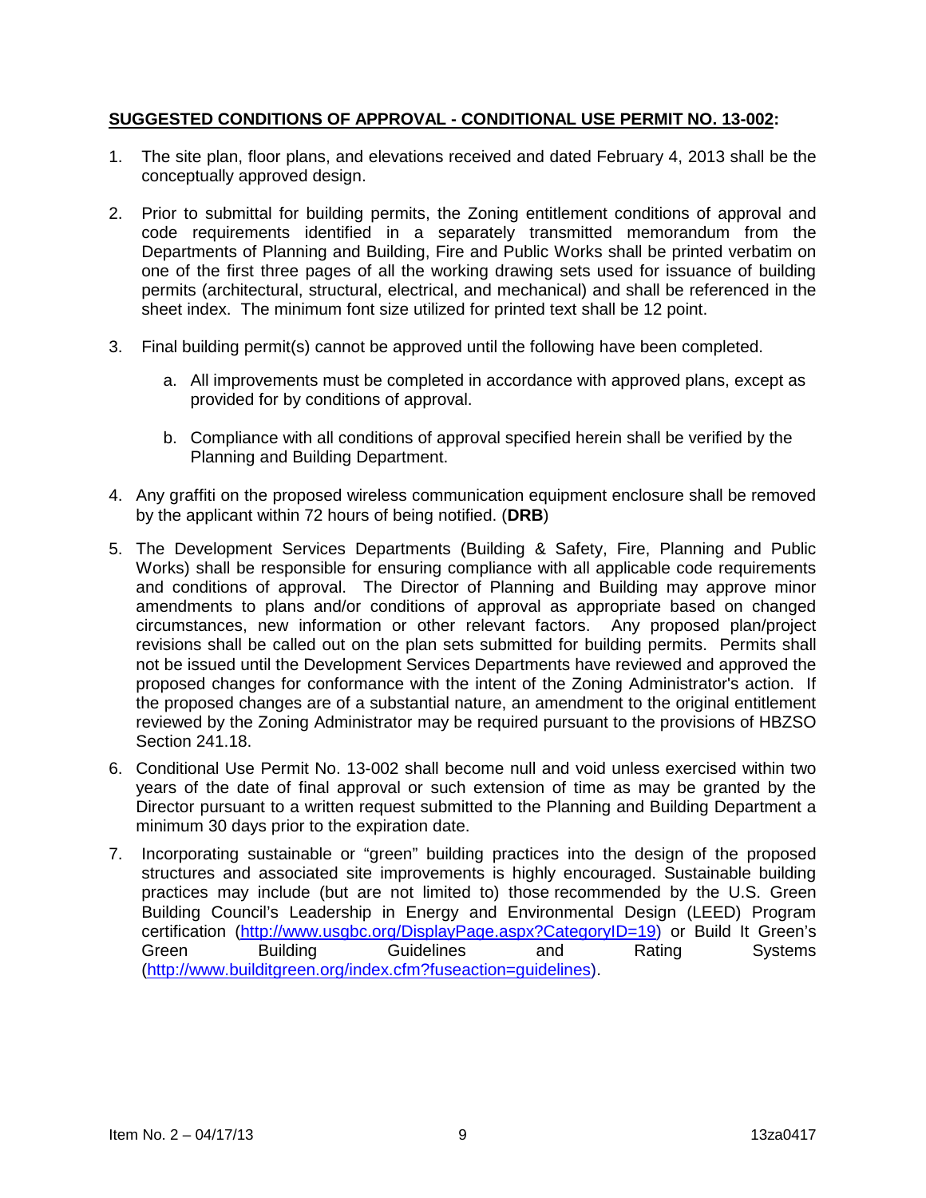**<u>SUGGESTED CONDITIONS OF APPROVAL - CONDITIONAL USE PERMIT NO. 13-002</u>:**

1. The site plan, floor plans, and elevations received and dated February 4, 2013 shall be the conceptually approved design.

2. Prior to submittal for building permits, the Zoning entitlement conditions of approval and code requirements identified in a separately transmitted memorandum from the Departments of Planning and Building, Fire and Public Works shall be printed verbatim on one of the first three pages of all the working drawing sets used for issuance of building permits (architectural, structural, electrical, and mechanical) and shall be referenced in the sheet index. The minimum font size utilized for printed text shall be 12 point.

3. Final building permit(s) cannot be approved until the following have been completed.

   a. All improvements must be completed in accordance with approved plans, except as provided for by conditions of approval.

   b. Compliance with all conditions of approval specified herein shall be verified by the Planning and Building Department.

4. Any graffiti on the proposed wireless communication equipment enclosure shall be removed by the applicant within 72 hours of being notified. (**DRB**)

5. The Development Services Departments (Building & Safety, Fire, Planning and Public Works) shall be responsible for ensuring compliance with all applicable code requirements and conditions of approval. The Director of Planning and Building may approve minor amendments to plans and/or conditions of approval as appropriate based on changed circumstances, new information or other relevant factors. Any proposed plan/project revisions shall be called out on the plan sets submitted for building permits. Permits shall not be issued until the Development Services Departments have reviewed and approved the proposed changes for conformance with the intent of the Zoning Administrator's action. If the proposed changes are of a substantial nature, an amendment to the original entitlement reviewed by the Zoning Administrator may be required pursuant to the provisions of HBZSO Section 241.18.

6. Conditional Use Permit No. 13-002 shall become null and void unless exercised within two years of the date of final approval or such extension of time as may be granted by the Director pursuant to a written request submitted to the Planning and Building Department a minimum 30 days prior to the expiration date.

7. Incorporating sustainable or "green" building practices into the design of the proposed structures and associated site improvements is highly encouraged. Sustainable building practices may include (but are not limited to) those recommended by the U.S. Green Building Council's Leadership in Energy and Environmental Design (LEED) Program certification (http://www.usgbc.org/DisplayPage.aspx?CategoryID=19) or Build It Green's Green Building Guidelines and Rating Systems (http://www.builditgreen.org/index.cfm?fuseaction=guidelines).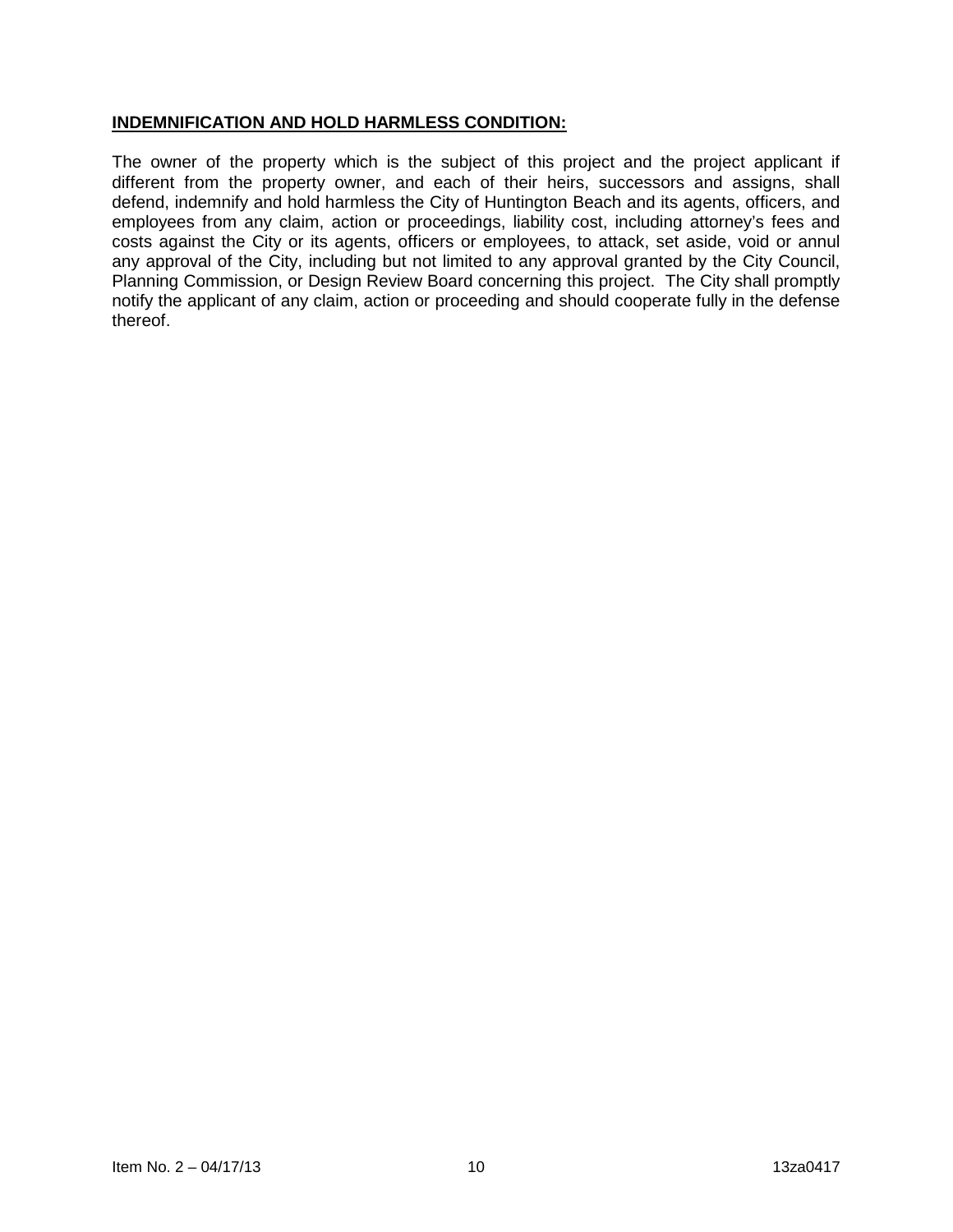**INDEMNIFICATION AND HOLD HARMLESS CONDITION:**

The owner of the property which is the subject of this project and the project applicant if different from the property owner, and each of their heirs, successors and assigns, shall defend, indemnify and hold harmless the City of Huntington Beach and its agents, officers, and employees from any claim, action or proceedings, liability cost, including attorney's fees and costs against the City or its agents, officers or employees, to attack, set aside, void or annul any approval of the City, including but not limited to any approval granted by the City Council, Planning Commission, or Design Review Board concerning this project. The City shall promptly notify the applicant of any claim, action or proceeding and should cooperate fully in the defense thereof.